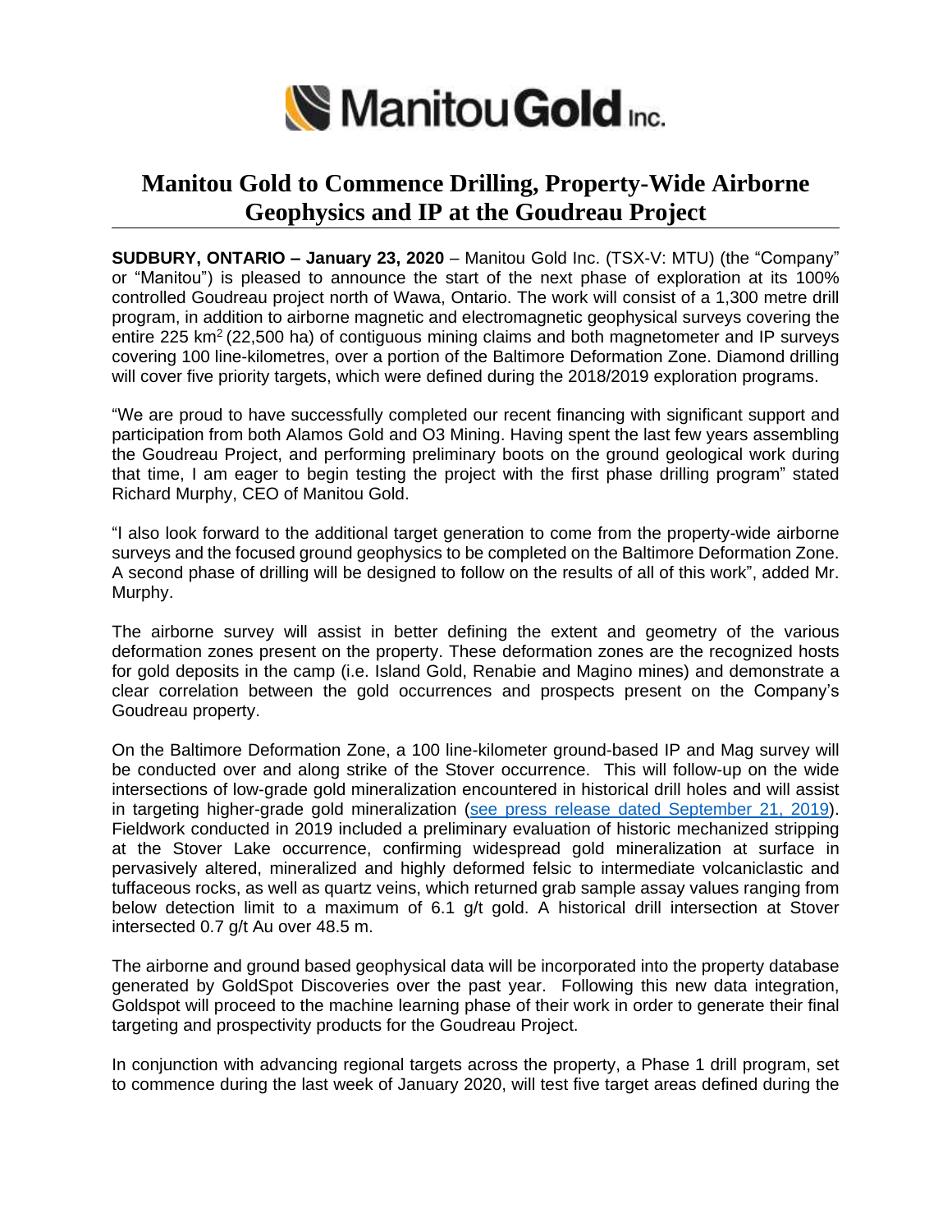# Manitou Gold to Commence Drilling, Property-Wide Airborne Geophysics and IP at the Goudreau Project

**SUDBURY, ONTARIO – January 23, 2020** – Manitou Gold Inc. (TSX-V: MTU) (the "Company" or "Manitou") is pleased to announce the start of the next phase of exploration at its 100% controlled Goudreau project north of Wawa, Ontario. The work will consist of a 1,300 metre drill program, in addition to airborne magnetic and electromagnetic geophysical surveys covering the entire 225 $km^2$ (22,500 ha) of contiguous mining claims and both magnetometer and IP surveys covering 100 line-kilometres, over a portion of the Baltimore Deformation Zone. Diamond drilling will cover five priority targets, which were defined during the 2018/2019 exploration programs.

"We are proud to have successfully completed our recent financing with significant support and participation from both Alamos Gold and O3 Mining. Having spent the last few years assembling the Goudreau Project, and performing preliminary boots on the ground geological work during that time, I am eager to begin testing the project with the first phase drilling program" stated Richard Murphy, CEO of Manitou Gold.

"I also look forward to the additional target generation to come from the property-wide airborne surveys and the focused ground geophysics to be completed on the Baltimore Deformation Zone. A second phase of drilling will be designed to follow on the results of all of this work", added Mr. Murphy.

The airborne survey will assist in better defining the extent and geometry of the various deformation zones present on the property. These deformation zones are the recognized hosts for gold deposits in the camp (i.e. Island Gold, Renabie and Magino mines) and demonstrate a clear correlation between the gold occurrences and prospects present on the Company's Goudreau property.

On the Baltimore Deformation Zone, a 100 line-kilometer ground-based IP and Mag survey will be conducted over and along strike of the Stover occurrence. This will follow-up on the wide intersections of low-grade gold mineralization encountered in historical drill holes and will assist in targeting higher-grade gold mineralization (see press release dated September 21, 2019). Fieldwork conducted in 2019 included a preliminary evaluation of historic mechanized stripping at the Stover Lake occurrence, confirming widespread gold mineralization at surface in pervasively altered, mineralized and highly deformed felsic to intermediate volcaniclastic and tuffaceous rocks, as well as quartz veins, which returned grab sample assay values ranging from below detection limit to a maximum of 6.1 g/t gold. A historical drill intersection at Stover intersected 0.7 g/t Au over 48.5 m.

The airborne and ground based geophysical data will be incorporated into the property database generated by GoldSpot Discoveries over the past year. Following this new data integration, Goldspot will proceed to the machine learning phase of their work in order to generate their final targeting and prospectivity products for the Goudreau Project.

In conjunction with advancing regional targets across the property, a Phase 1 drill program, set to commence during the last week of January 2020, will test five target areas defined during the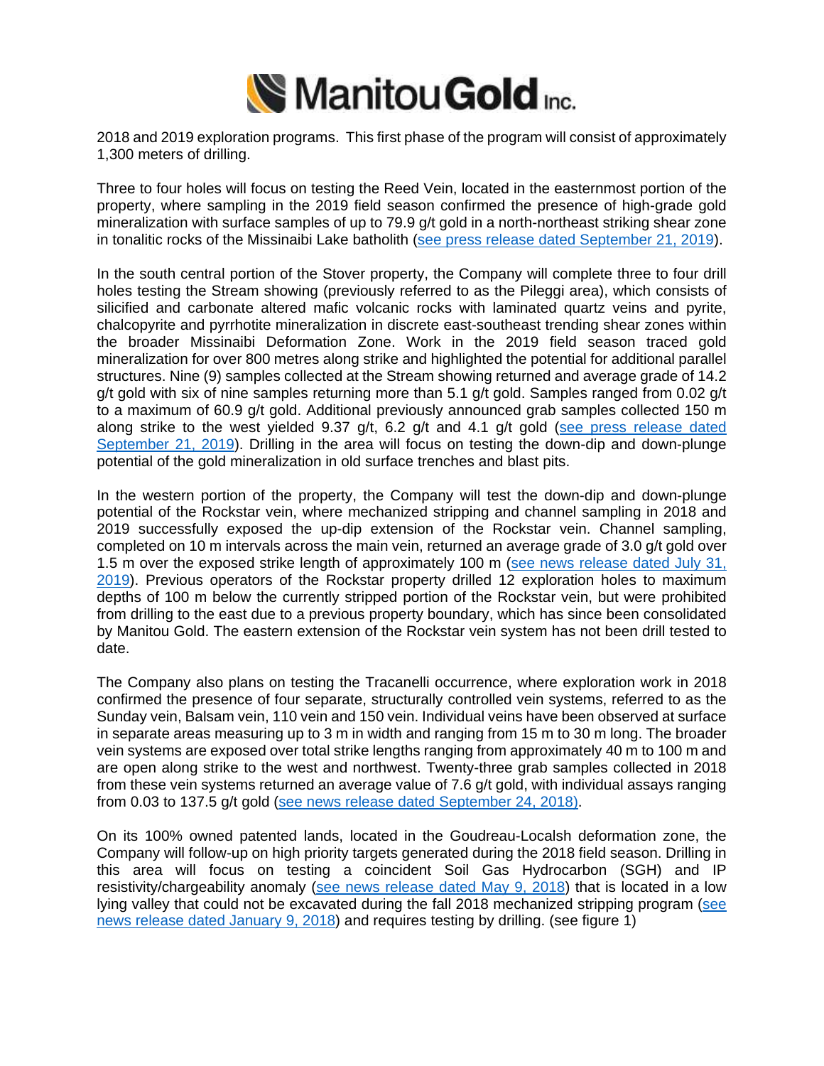2018 and 2019 exploration programs. This first phase of the program will consist of approximately 1,300 meters of drilling.

Three to four holes will focus on testing the Reed Vein, located in the easternmost portion of the property, where sampling in the 2019 field season confirmed the presence of high-grade gold mineralization with surface samples of up to 79.9 g/t gold in a north-northeast striking shear zone in tonalitic rocks of the Missinaibi Lake batholith (see press release dated September 21, 2019).

In the south central portion of the Stover property, the Company will complete three to four drill holes testing the Stream showing (previously referred to as the Pileggi area), which consists of silicified and carbonate altered mafic volcanic rocks with laminated quartz veins and pyrite, chalcopyrite and pyrrhotite mineralization in discrete east-southeast trending shear zones within the broader Missinaibi Deformation Zone. Work in the 2019 field season traced gold mineralization for over 800 metres along strike and highlighted the potential for additional parallel structures. Nine (9) samples collected at the Stream showing returned and average grade of 14.2 g/t gold with six of nine samples returning more than 5.1 g/t gold. Samples ranged from 0.02 g/t to a maximum of 60.9 g/t gold. Additional previously announced grab samples collected 150 m along strike to the west yielded 9.37 g/t, 6.2 g/t and 4.1 g/t gold (see press release dated September 21, 2019). Drilling in the area will focus on testing the down-dip and down-plunge potential of the gold mineralization in old surface trenches and blast pits.

In the western portion of the property, the Company will test the down-dip and down-plunge potential of the Rockstar vein, where mechanized stripping and channel sampling in 2018 and 2019 successfully exposed the up-dip extension of the Rockstar vein. Channel sampling, completed on 10 m intervals across the main vein, returned an average grade of 3.0 g/t gold over 1.5 m over the exposed strike length of approximately 100 m (see news release dated July 31, 2019). Previous operators of the Rockstar property drilled 12 exploration holes to maximum depths of 100 m below the currently stripped portion of the Rockstar vein, but were prohibited from drilling to the east due to a previous property boundary, which has since been consolidated by Manitou Gold. The eastern extension of the Rockstar vein system has not been drill tested to date.

The Company also plans on testing the Tracanelli occurrence, where exploration work in 2018 confirmed the presence of four separate, structurally controlled vein systems, referred to as the Sunday vein, Balsam vein, 110 vein and 150 vein. Individual veins have been observed at surface in separate areas measuring up to 3 m in width and ranging from 15 m to 30 m long. The broader vein systems are exposed over total strike lengths ranging from approximately 40 m to 100 m and are open along strike to the west and northwest. Twenty-three grab samples collected in 2018 from these vein systems returned an average value of 7.6 g/t gold, with individual assays ranging from 0.03 to 137.5 g/t gold (see news release dated September 24, 2018).

On its 100% owned patented lands, located in the Goudreau-Localsh deformation zone, the Company will follow-up on high priority targets generated during the 2018 field season. Drilling in this area will focus on testing a coincident Soil Gas Hydrocarbon (SGH) and IP resistivity/chargeability anomaly (see news release dated May 9, 2018) that is located in a low lying valley that could not be excavated during the fall 2018 mechanized stripping program (see news release dated January 9, 2018) and requires testing by drilling. (see figure 1)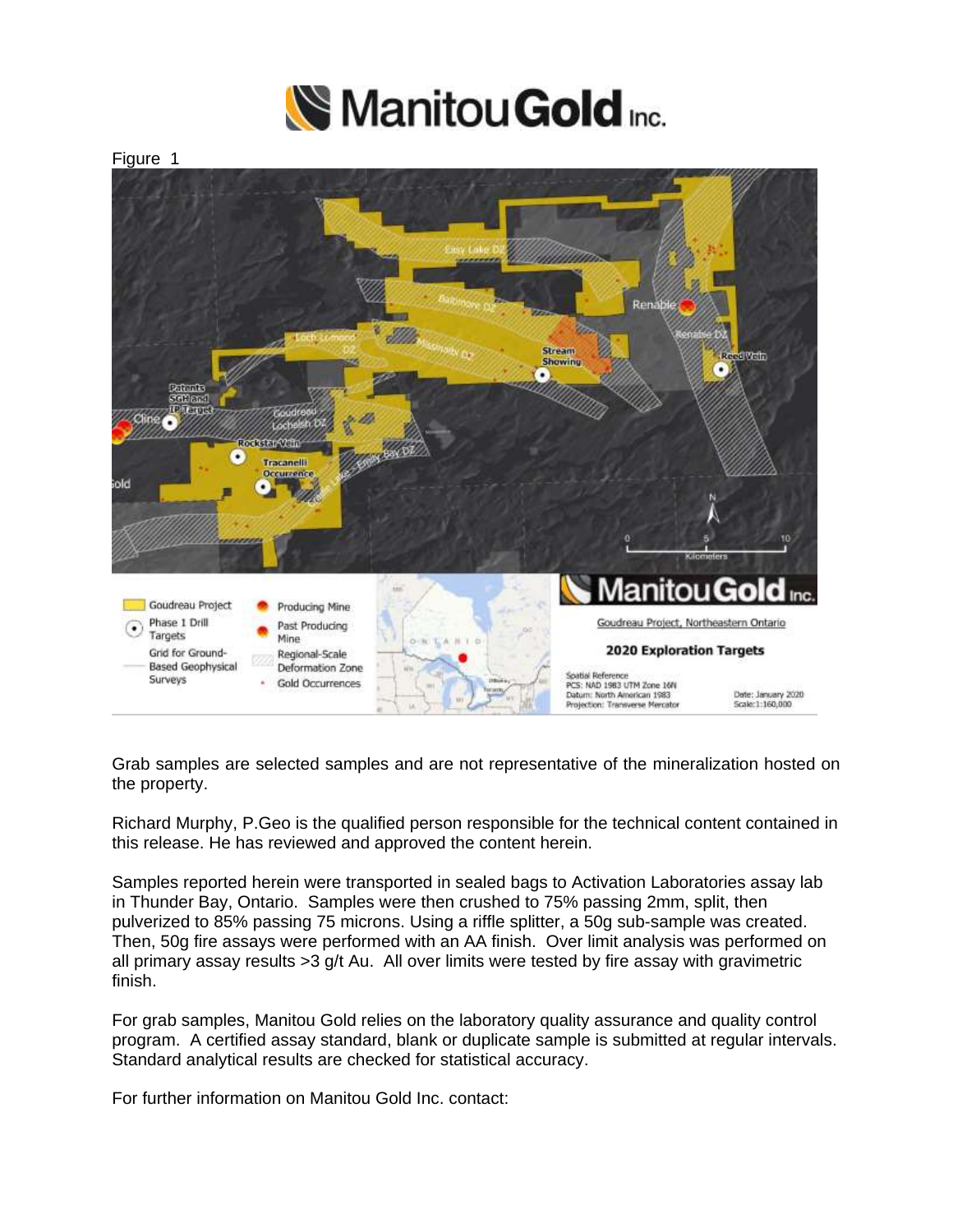Figure 1

Grab samples are selected samples and are not representative of the mineralization hosted on the property.

Richard Murphy, P.Geo is the qualified person responsible for the technical content contained in this release. He has reviewed and approved the content herein.

Samples reported herein were transported in sealed bags to Activation Laboratories assay lab in Thunder Bay, Ontario. Samples were then crushed to 75% passing 2mm, split, then pulverized to 85% passing 75 microns. Using a riffle splitter, a 50g sub-sample was created. Then, 50g fire assays were performed with an AA finish. Over limit analysis was performed on all primary assay results >3 g/t Au. All over limits were tested by fire assay with gravimetric finish.

For grab samples, Manitou Gold relies on the laboratory quality assurance and quality control program. A certified assay standard, blank or duplicate sample is submitted at regular intervals. Standard analytical results are checked for statistical accuracy.

For further information on Manitou Gold Inc. contact: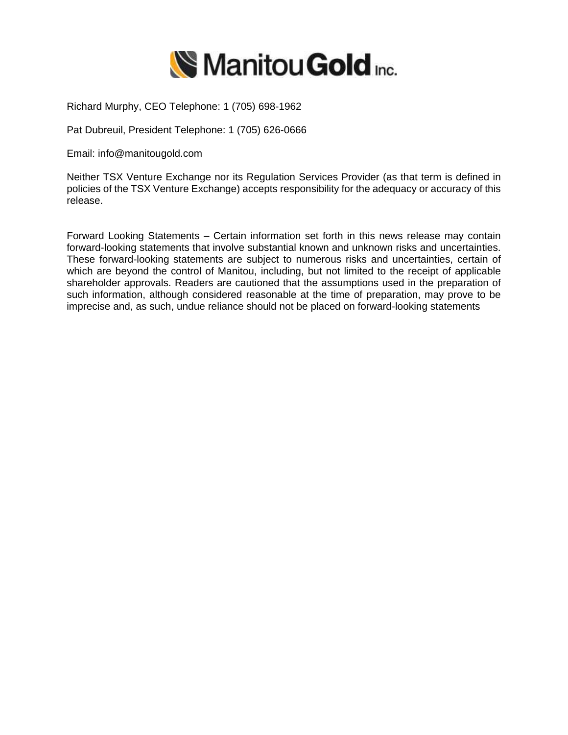Richard Murphy, CEO Telephone: 1 (705) 698-1962

Pat Dubreuil, President Telephone: 1 (705) 626-0666

Email: info@manitougold.com

Neither TSX Venture Exchange nor its Regulation Services Provider (as that term is defined in policies of the TSX Venture Exchange) accepts responsibility for the adequacy or accuracy of this release.

Forward Looking Statements – Certain information set forth in this news release may contain forward-looking statements that involve substantial known and unknown risks and uncertainties. These forward-looking statements are subject to numerous risks and uncertainties, certain of which are beyond the control of Manitou, including, but not limited to the receipt of applicable shareholder approvals. Readers are cautioned that the assumptions used in the preparation of such information, although considered reasonable at the time of preparation, may prove to be imprecise and, as such, undue reliance should not be placed on forward-looking statements